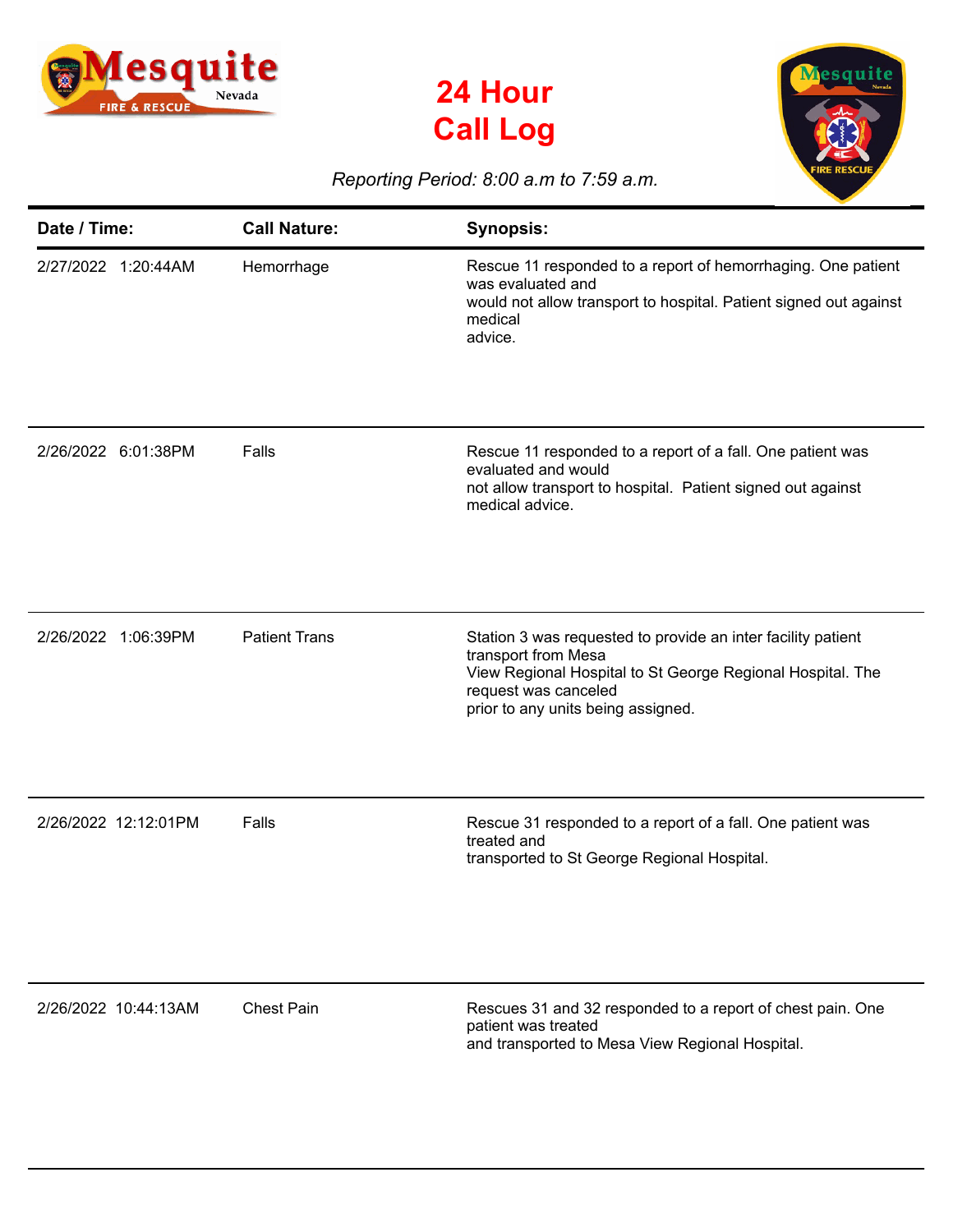# 24 Hour Call Log

*Reporting Period: 8:00 a.m to 7:59 a.m.*

| Date / Time: | Call Nature: | Synopsis: |
|---|---|---|
| 2/27/2022 1:20:44AM | Hemorrhage | Rescue 11 responded to a report of hemorrhaging. One patient was evaluated and would not allow transport to hospital. Patient signed out against medical advice. |
| 2/26/2022 6:01:38PM | Falls | Rescue 11 responded to a report of a fall. One patient was evaluated and would not allow transport to hospital. Patient signed out against medical advice. |
| 2/26/2022 1:06:39PM | Patient Trans | Station 3 was requested to provide an inter facility patient transport from Mesa View Regional Hospital to St George Regional Hospital. The request was canceled prior to any units being assigned. |
| 2/26/2022 12:12:01PM | Falls | Rescue 31 responded to a report of a fall. One patient was treated and transported to St George Regional Hospital. |
| 2/26/2022 10:44:13AM | Chest Pain | Rescues 31 and 32 responded to a report of chest pain. One patient was treated and transported to Mesa View Regional Hospital. |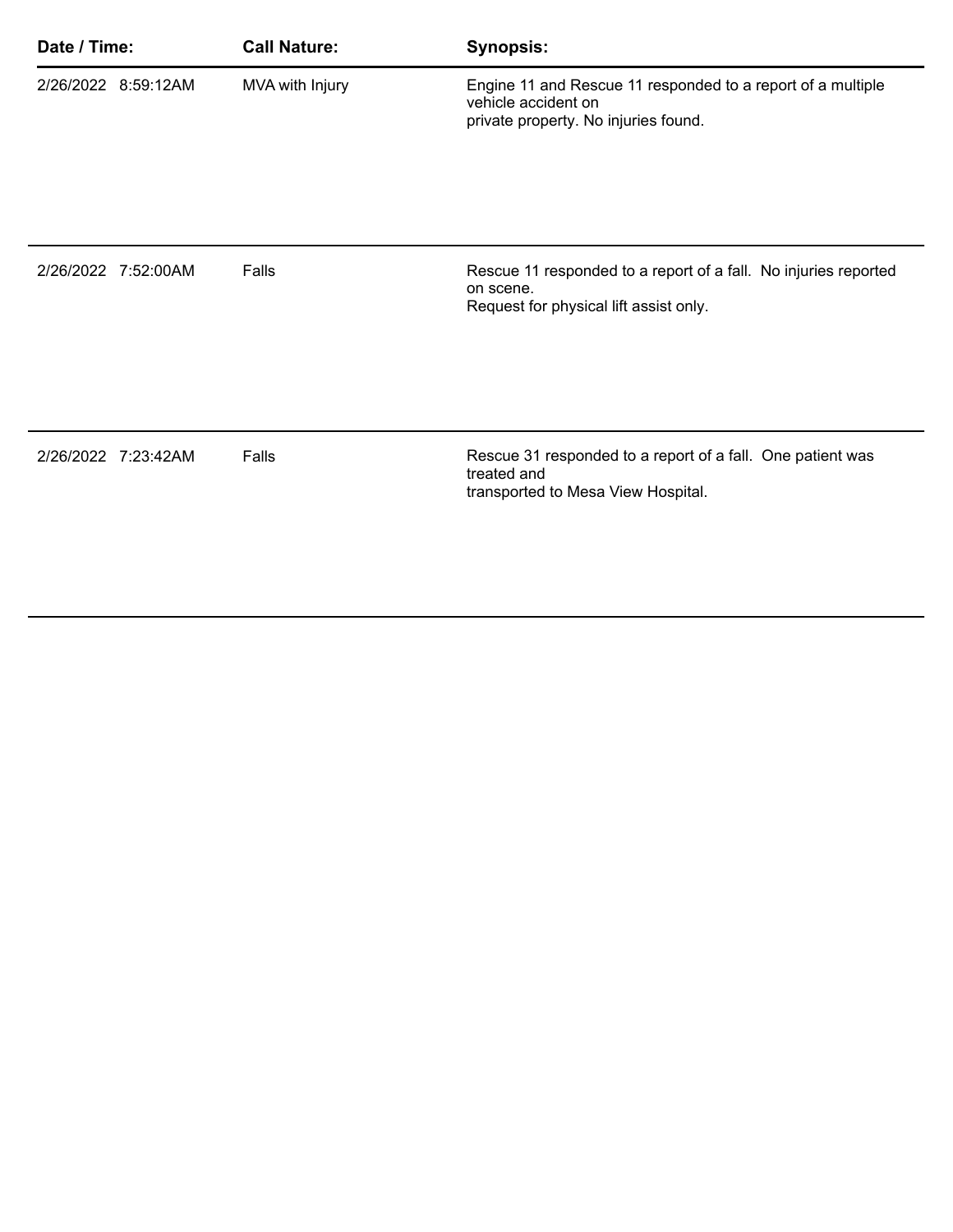| Date / Time: | Call Nature: | Synopsis: |
| --- | --- | --- |
| 2/26/2022 8:59:12AM | MVA with Injury | Engine 11 and Rescue 11 responded to a report of a multiple vehicle accident on private property. No injuries found. |
| 2/26/2022 7:52:00AM | Falls | Rescue 11 responded to a report of a fall. No injuries reported on scene. Request for physical lift assist only. |
| 2/26/2022 7:23:42AM | Falls | Rescue 31 responded to a report of a fall. One patient was treated and transported to Mesa View Hospital. |